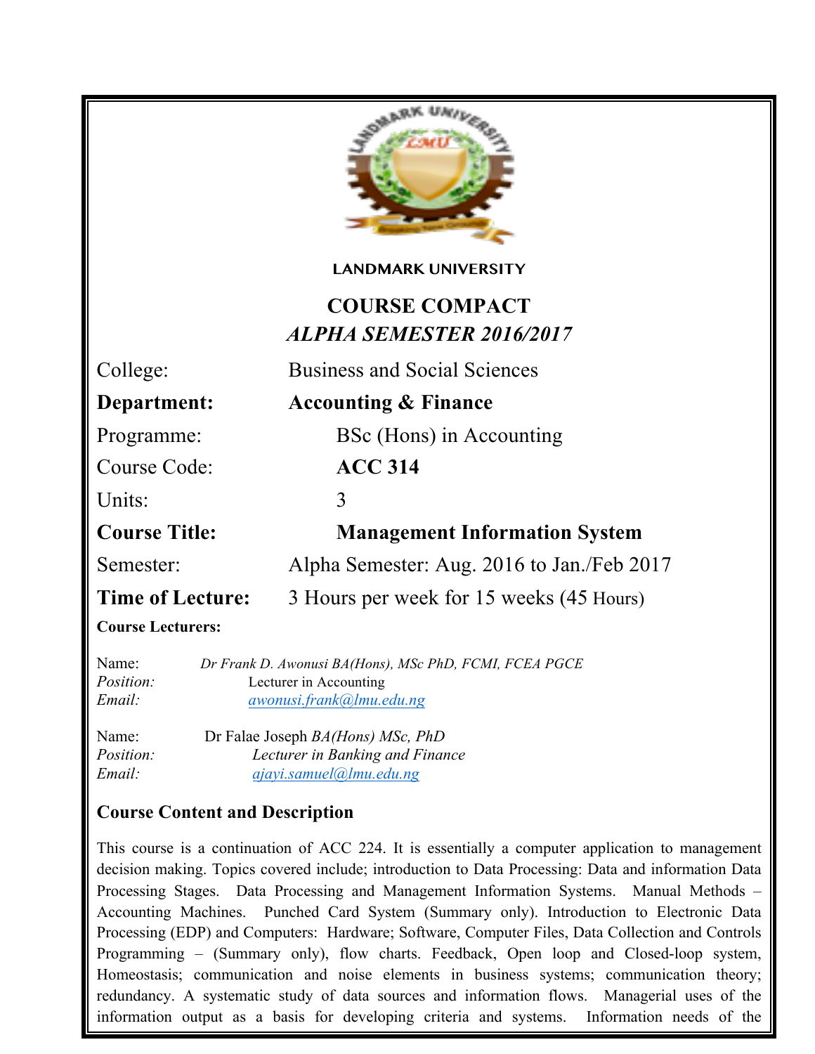LANDMARK UNIVERSITY

# COURSE COMPACT

## *ALPHA SEMESTER 2016/2017*

College: Business and Social Sciences

**Department: Accounting & Finance**

Programme: BSc (Hons) in Accounting

Course Code: **ACC 314**

Units: 3

**Course Title: Management Information System**

Semester: Alpha Semester: Aug. 2016 to Jan./Feb 2017

**Time of Lecture:** 3 Hours per week for 15 weeks (45 Hours)

**Course Lecturers:**

Name: *Dr Frank D. Awonusi BA(Hons), MSc PhD, FCMI, FCEA PGCE*
*Position:* Lecturer in Accounting
*Email:* *awonusi.frank@lmu.edu.ng*

Name: Dr Falae Joseph *BA(Hons) MSc, PhD*
*Position:* *Lecturer in Banking and Finance*
*Email:* *ajayi.samuel@lmu.edu.ng*

### Course Content and Description

This course is a continuation of ACC 224. It is essentially a computer application to management decision making. Topics covered include; introduction to Data Processing: Data and information Data Processing Stages. Data Processing and Management Information Systems. Manual Methods – Accounting Machines. Punched Card System (Summary only). Introduction to Electronic Data Processing (EDP) and Computers: Hardware; Software, Computer Files, Data Collection and Controls Programming – (Summary only), flow charts. Feedback, Open loop and Closed-loop system, Homeostasis; communication and noise elements in business systems; communication theory; redundancy. A systematic study of data sources and information flows. Managerial uses of the information output as a basis for developing criteria and systems. Information needs of the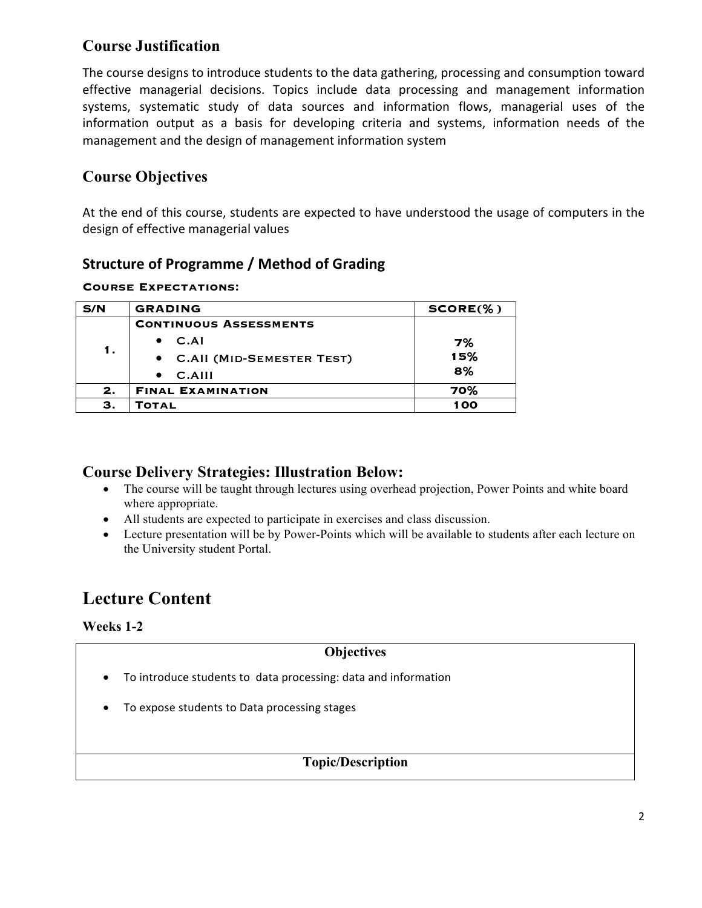## Course Justification

The course designs to introduce students to the data gathering, processing and consumption toward effective managerial decisions. Topics include data processing and management information systems, systematic study of data sources and information flows, managerial uses of the information output as a basis for developing criteria and systems, information needs of the management and the design of management information system

## Course Objectives

At the end of this course, students are expected to have understood the usage of computers in the design of effective managerial values

### Structure of Programme / Method of Grading

**Course Expectations:**

| S/N | GRADING | SCORE(%) |
|---|---|---|
| 1. | **Continuous Assessments**<br>• C.AI<br>• C.AII (Mid-Semester Test)<br>• C.AIII | <br>7%<br>15%<br>8% |
| 2. | **Final Examination** | 70% |
| 3. | **Total** | 100 |

## Course Delivery Strategies: Illustration Below:

- The course will be taught through lectures using overhead projection, Power Points and white board where appropriate.
- All students are expected to participate in exercises and class discussion.
- Lecture presentation will be by Power-Points which will be available to students after each lecture on the University student Portal.

# Lecture Content

### Weeks 1-2

| Objectives |
|---|
| • To introduce students to data processing: data and information<br>• To expose students to Data processing stages |
| **Topic/Description** |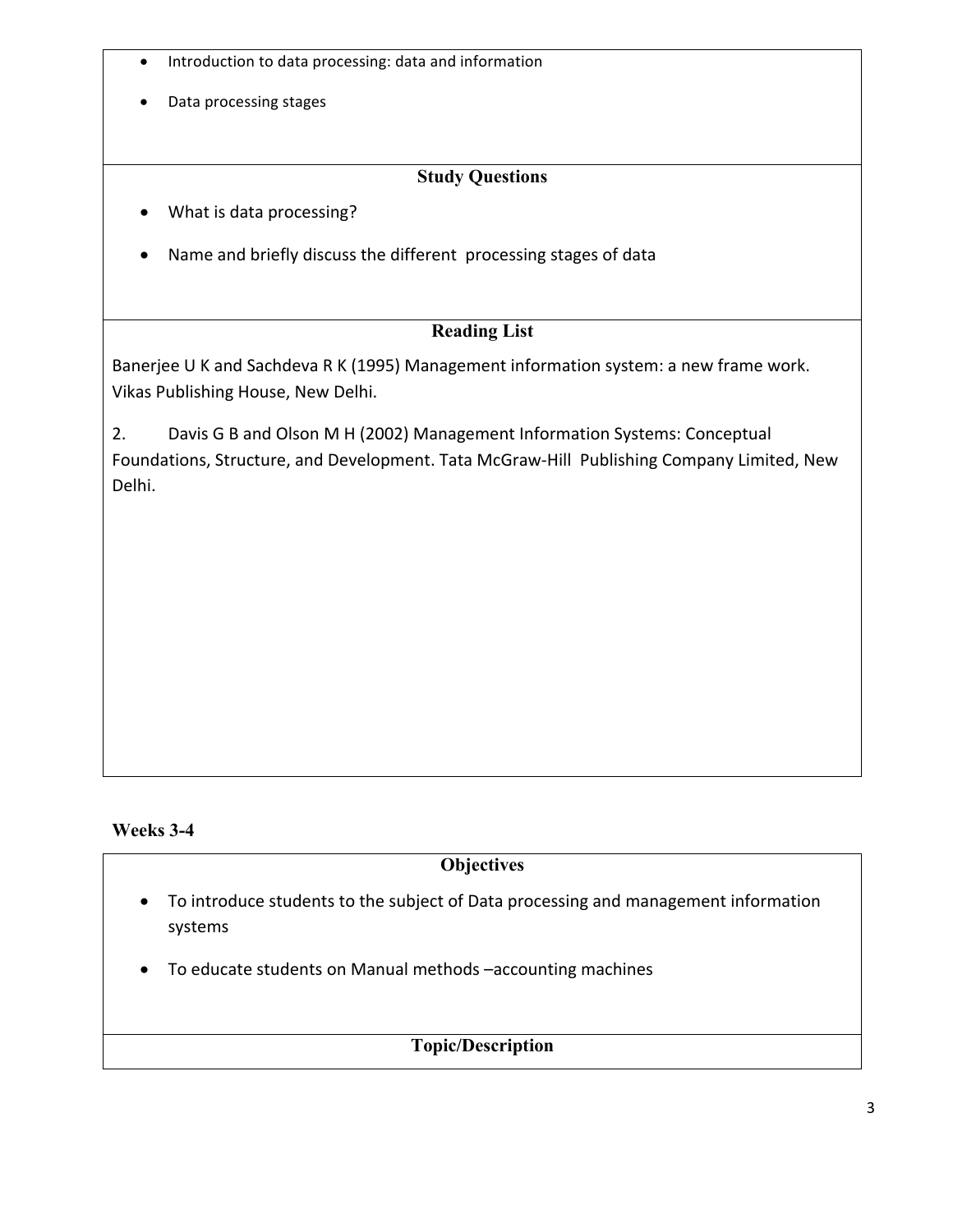- Introduction to data processing: data and information
- Data processing stages

### Study Questions

- What is data processing?
- Name and briefly discuss the different processing stages of data

### Reading List

Banerjee U K and Sachdeva R K (1995) Management information system: a new frame work. Vikas Publishing House, New Delhi.

2. Davis G B and Olson M H (2002) Management Information Systems: Conceptual Foundations, Structure, and Development. Tata McGraw-Hill Publishing Company Limited, New Delhi.

## Weeks 3-4

### Objectives

- To introduce students to the subject of Data processing and management information systems
- To educate students on Manual methods –accounting machines

### Topic/Description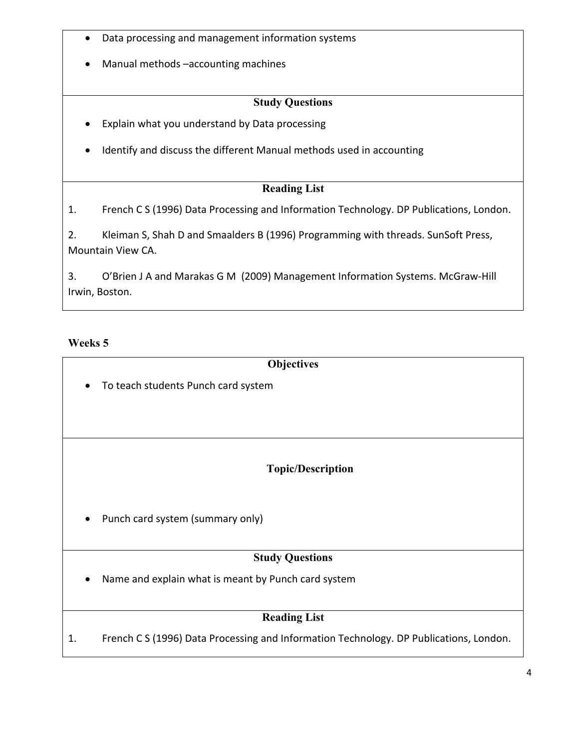- Data processing and management information systems
- Manual methods –accounting machines

**Study Questions**

- Explain what you understand by Data processing
- Identify and discuss the different Manual methods used in accounting

**Reading List**

1. French C S (1996) Data Processing and Information Technology. DP Publications, London.
2. Kleiman S, Shah D and Smaalders B (1996) Programming with threads. SunSoft Press, Mountain View CA.
3. O'Brien J A and Marakas G M (2009) Management Information Systems. McGraw-Hill Irwin, Boston.

## Weeks 5

**Objectives**

- To teach students Punch card system

**Topic/Description**

- Punch card system (summary only)

**Study Questions**

- Name and explain what is meant by Punch card system

**Reading List**

1. French C S (1996) Data Processing and Information Technology. DP Publications, London.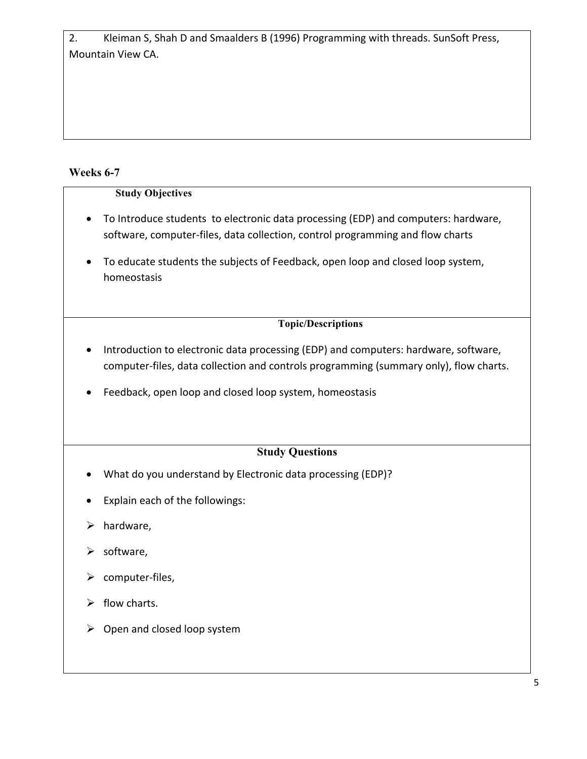2. Kleiman S, Shah D and Smaalders B (1996) Programming with threads. SunSoft Press, Mountain View CA.

## Weeks 6-7

### Study Objectives

- To Introduce students to electronic data processing (EDP) and computers: hardware, software, computer-files, data collection, control programming and flow charts
- To educate students the subjects of Feedback, open loop and closed loop system, homeostasis

### Topic/Descriptions

- Introduction to electronic data processing (EDP) and computers: hardware, software, computer-files, data collection and controls programming (summary only), flow charts.
- Feedback, open loop and closed loop system, homeostasis

### Study Questions

- What do you understand by Electronic data processing (EDP)?
- Explain each of the followings:
  - hardware,
  - software,
  - computer-files,
  - flow charts.
  - Open and closed loop system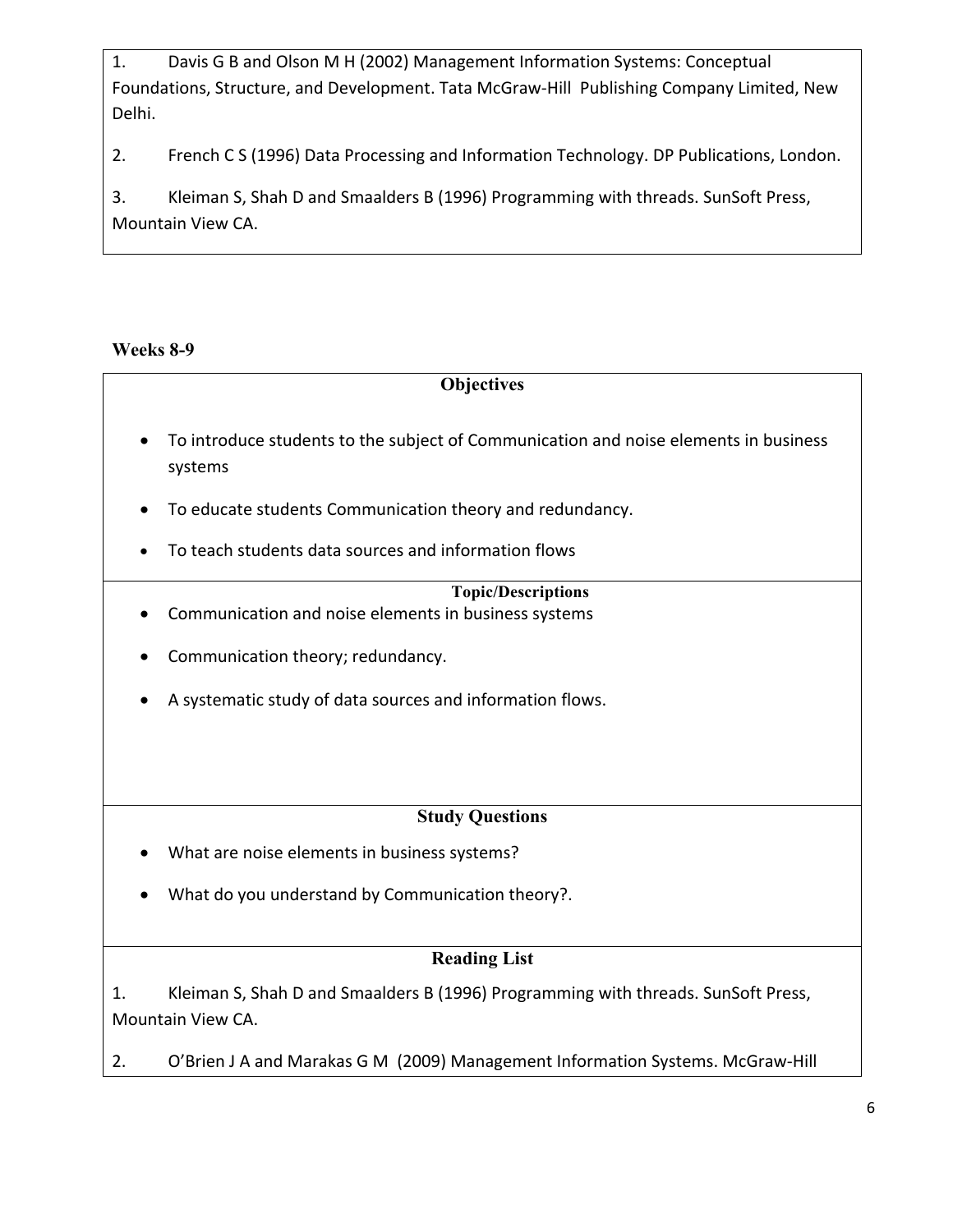1. Davis G B and Olson M H (2002) Management Information Systems: Conceptual Foundations, Structure, and Development. Tata McGraw-Hill Publishing Company Limited, New Delhi.

2. French C S (1996) Data Processing and Information Technology. DP Publications, London.

3. Kleiman S, Shah D and Smaalders B (1996) Programming with threads. SunSoft Press, Mountain View CA.

**Weeks 8-9**

**Objectives**

- To introduce students to the subject of Communication and noise elements in business systems
- To educate students Communication theory and redundancy.
- To teach students data sources and information flows

**Topic/Descriptions**

- Communication and noise elements in business systems
- Communication theory; redundancy.
- A systematic study of data sources and information flows.

**Study Questions**

- What are noise elements in business systems?
- What do you understand by Communication theory?.

**Reading List**

1. Kleiman S, Shah D and Smaalders B (1996) Programming with threads. SunSoft Press, Mountain View CA.

2. O'Brien J A and Marakas G M (2009) Management Information Systems. McGraw-Hill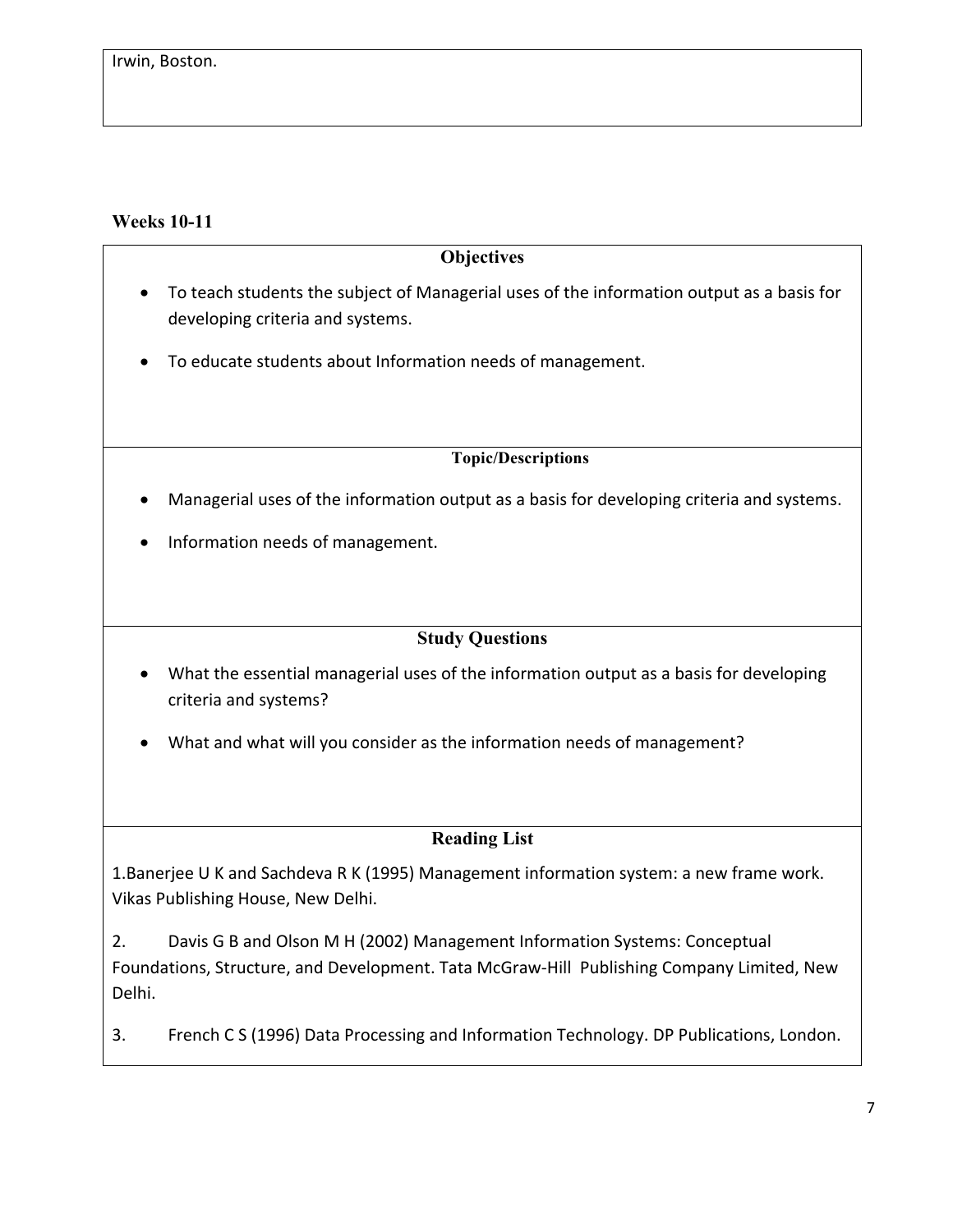Irwin, Boston.

**Weeks 10-11**

### Objectives

- To teach students the subject of Managerial uses of the information output as a basis for developing criteria and systems.
- To educate students about Information needs of management.

### Topic/Descriptions

- Managerial uses of the information output as a basis for developing criteria and systems.
- Information needs of management.

### Study Questions

- What the essential managerial uses of the information output as a basis for developing criteria and systems?
- What and what will you consider as the information needs of management?

### Reading List

1.Banerjee U K and Sachdeva R K (1995) Management information system: a new frame work. Vikas Publishing House, New Delhi.

2. Davis G B and Olson M H (2002) Management Information Systems: Conceptual Foundations, Structure, and Development. Tata McGraw-Hill Publishing Company Limited, New Delhi.

3. French C S (1996) Data Processing and Information Technology. DP Publications, London.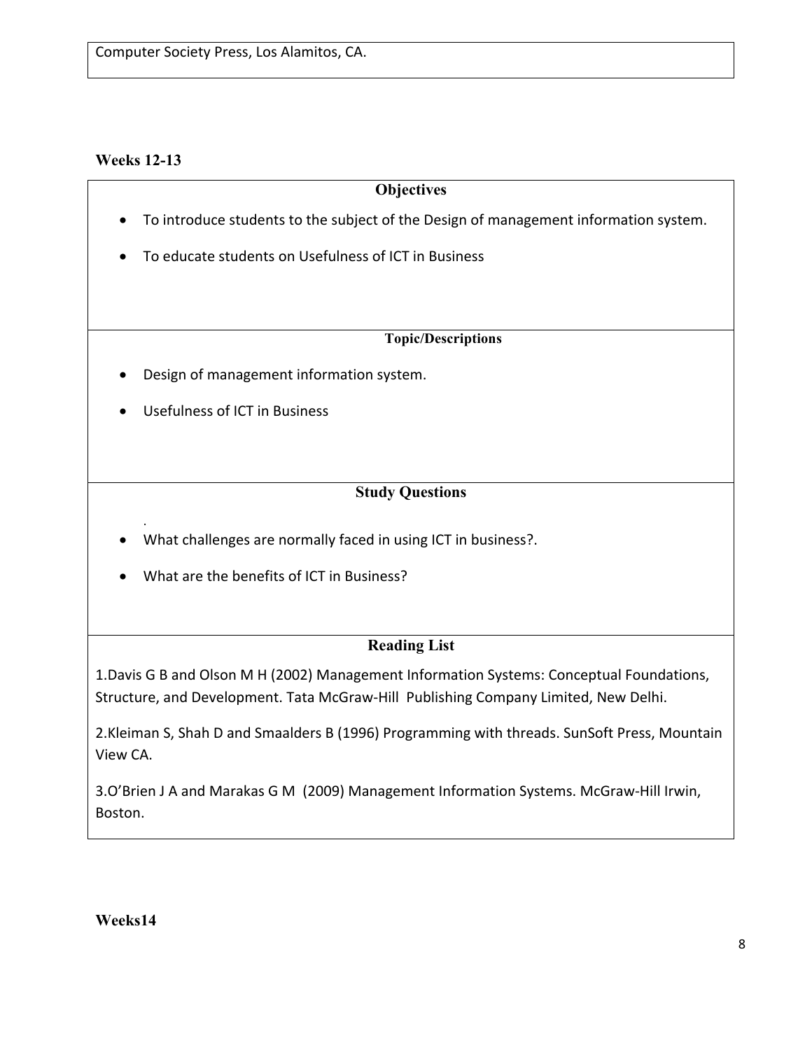Computer Society Press, Los Alamitos, CA.

**Weeks 12-13**

**Objectives**

- To introduce students to the subject of the Design of management information system.
- To educate students on Usefulness of ICT in Business

**Topic/Descriptions**

- Design of management information system.
- Usefulness of ICT in Business

**Study Questions**

.

- What challenges are normally faced in using ICT in business?.
- What are the benefits of ICT in Business?

**Reading List**

1.Davis G B and Olson M H (2002) Management Information Systems: Conceptual Foundations, Structure, and Development. Tata McGraw-Hill Publishing Company Limited, New Delhi.

2.Kleiman S, Shah D and Smaalders B (1996) Programming with threads. SunSoft Press, Mountain View CA.

3.O'Brien J A and Marakas G M (2009) Management Information Systems. McGraw-Hill Irwin, Boston.

**Weeks14**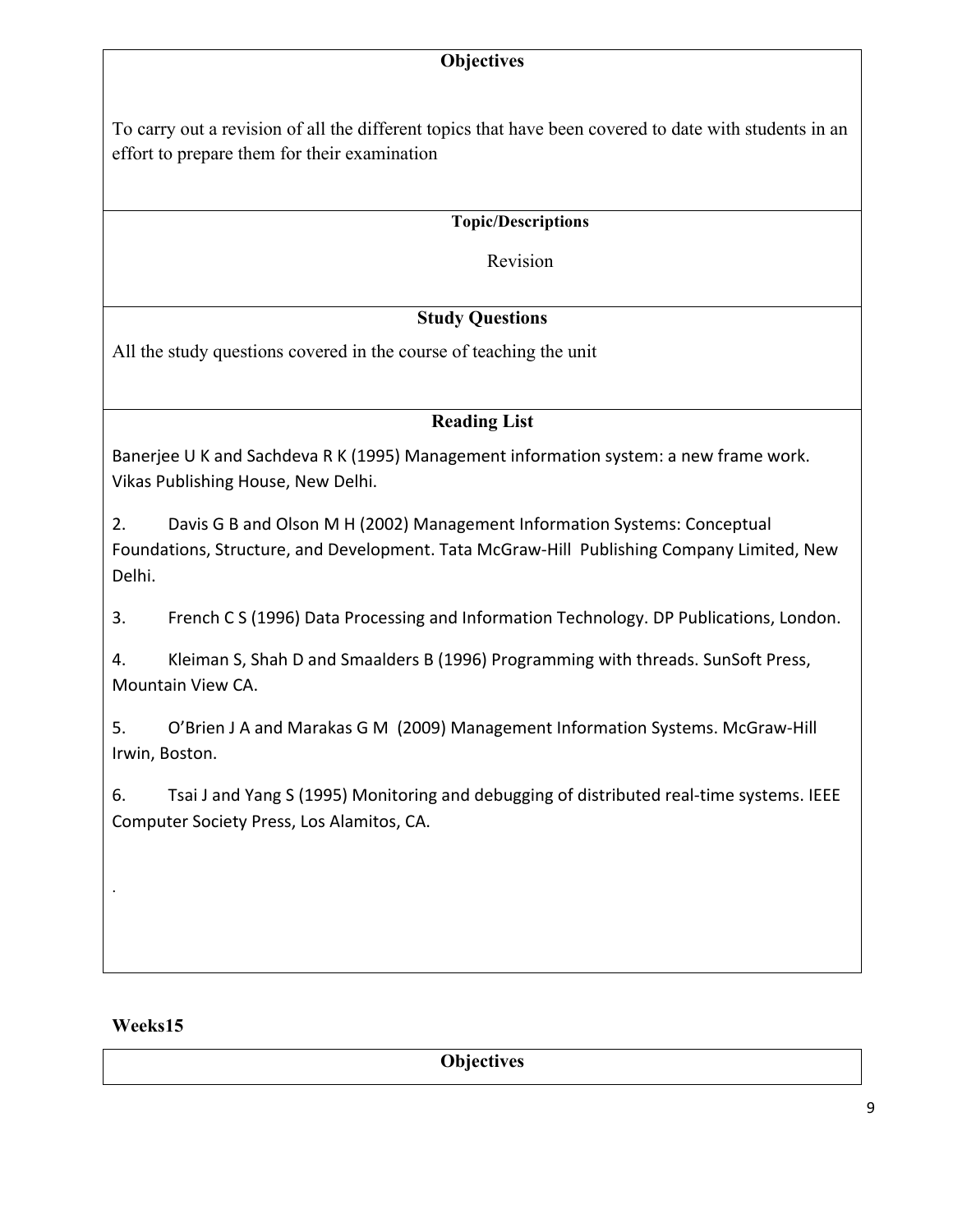**Objectives**

To carry out a revision of all the different topics that have been covered to date with students in an effort to prepare them for their examination

**Topic/Descriptions**

Revision

**Study Questions**

All the study questions covered in the course of teaching the unit

**Reading List**

Banerjee U K and Sachdeva R K (1995) Management information system: a new frame work. Vikas Publishing House, New Delhi.

2. Davis G B and Olson M H (2002) Management Information Systems: Conceptual Foundations, Structure, and Development. Tata McGraw-Hill Publishing Company Limited, New Delhi.

3. French C S (1996) Data Processing and Information Technology. DP Publications, London.

4. Kleiman S, Shah D and Smaalders B (1996) Programming with threads. SunSoft Press, Mountain View CA.

5. O'Brien J A and Marakas G M (2009) Management Information Systems. McGraw-Hill Irwin, Boston.

6. Tsai J and Yang S (1995) Monitoring and debugging of distributed real-time systems. IEEE Computer Society Press, Los Alamitos, CA.

.

**Weeks15**

**Objectives**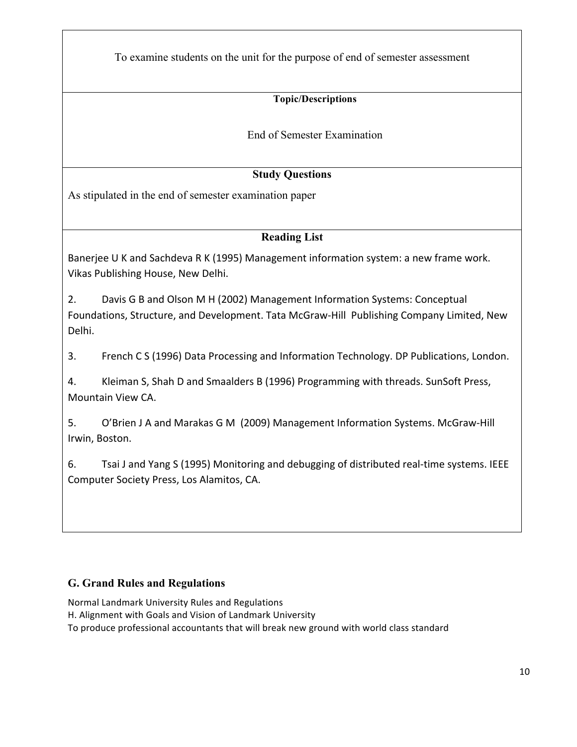To examine students on the unit for the purpose of end of semester assessment

**Topic/Descriptions**

End of Semester Examination

**Study Questions**

As stipulated in the end of semester examination paper

**Reading List**

Banerjee U K and Sachdeva R K (1995) Management information system: a new frame work. Vikas Publishing House, New Delhi.

2. Davis G B and Olson M H (2002) Management Information Systems: Conceptual Foundations, Structure, and Development. Tata McGraw-Hill Publishing Company Limited, New Delhi.

3. French C S (1996) Data Processing and Information Technology. DP Publications, London.

4. Kleiman S, Shah D and Smaalders B (1996) Programming with threads. SunSoft Press, Mountain View CA.

5. O'Brien J A and Marakas G M (2009) Management Information Systems. McGraw-Hill Irwin, Boston.

6. Tsai J and Yang S (1995) Monitoring and debugging of distributed real-time systems. IEEE Computer Society Press, Los Alamitos, CA.

## G. Grand Rules and Regulations

Normal Landmark University Rules and Regulations

H. Alignment with Goals and Vision of Landmark University

To produce professional accountants that will break new ground with world class standard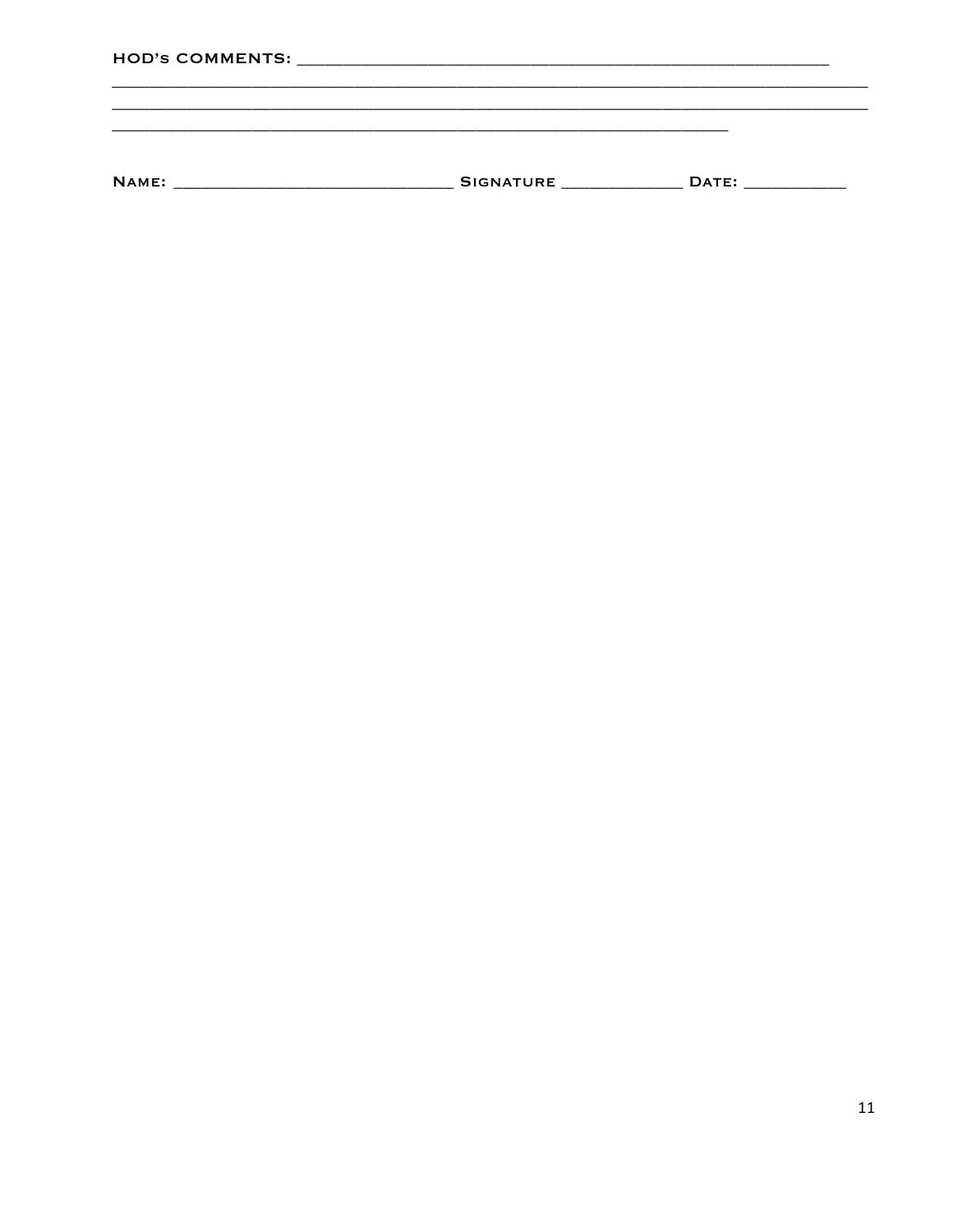HOD's COMMENTS: ________________________________________________________
______________________________________________________________________________
______________________________________________________________________________
________________________________________________________________

NAME: ______________________________ SIGNATURE _____________ DATE: ___________